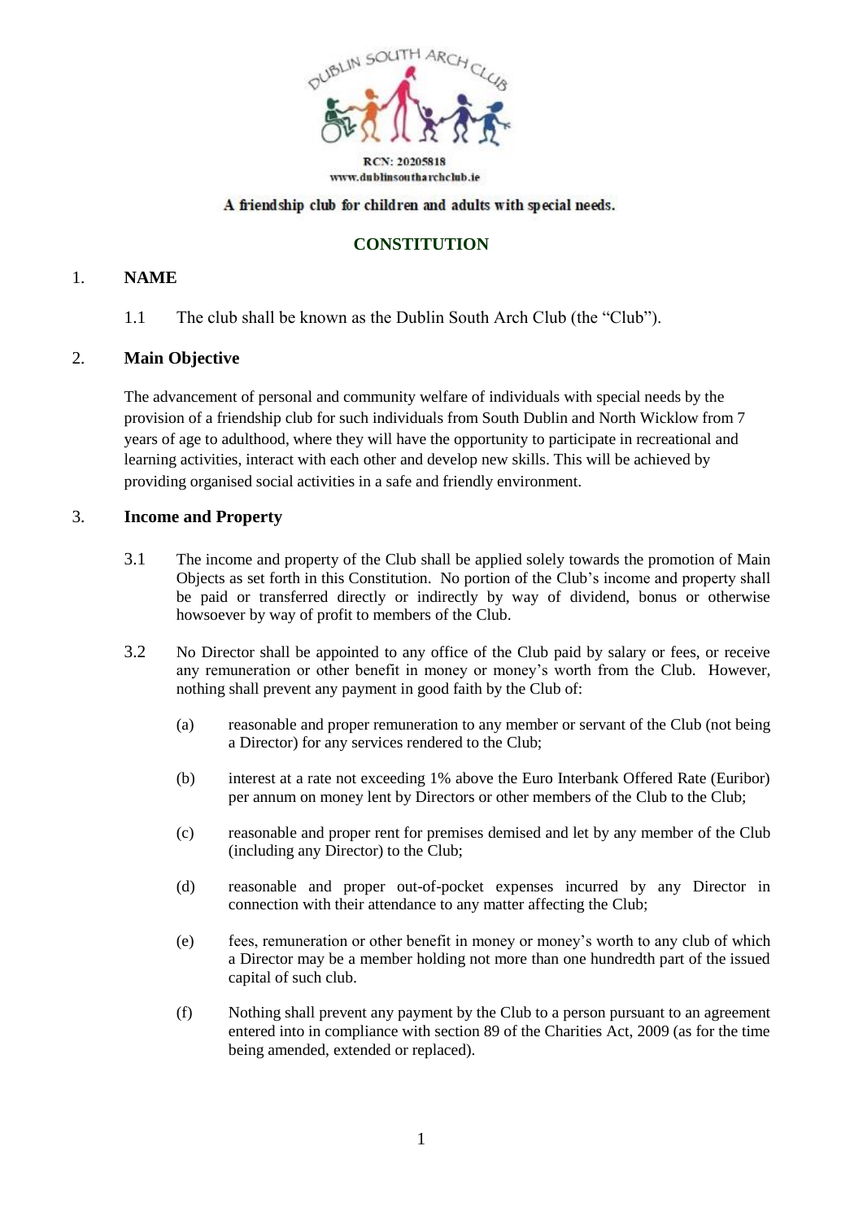RCN: 20205818

www.dublinsoutharchclub.ie

**A friendship club for children and adults with special needs.**

# CONSTITUTION

## 1. NAME

1.1 The club shall be known as the Dublin South Arch Club (the "Club").

## 2. Main Objective

The advancement of personal and community welfare of individuals with special needs by the provision of a friendship club for such individuals from South Dublin and North Wicklow from 7 years of age to adulthood, where they will have the opportunity to participate in recreational and learning activities, interact with each other and develop new skills. This will be achieved by providing organised social activities in a safe and friendly environment.

## 3. Income and Property

3.1 The income and property of the Club shall be applied solely towards the promotion of Main Objects as set forth in this Constitution. No portion of the Club's income and property shall be paid or transferred directly or indirectly by way of dividend, bonus or otherwise howsoever by way of profit to members of the Club.

3.2 No Director shall be appointed to any office of the Club paid by salary or fees, or receive any remuneration or other benefit in money or money's worth from the Club. However, nothing shall prevent any payment in good faith by the Club of:

(a) reasonable and proper remuneration to any member or servant of the Club (not being a Director) for any services rendered to the Club;

(b) interest at a rate not exceeding 1% above the Euro Interbank Offered Rate (Euribor) per annum on money lent by Directors or other members of the Club to the Club;

(c) reasonable and proper rent for premises demised and let by any member of the Club (including any Director) to the Club;

(d) reasonable and proper out-of-pocket expenses incurred by any Director in connection with their attendance to any matter affecting the Club;

(e) fees, remuneration or other benefit in money or money's worth to any club of which a Director may be a member holding not more than one hundredth part of the issued capital of such club.

(f) Nothing shall prevent any payment by the Club to a person pursuant to an agreement entered into in compliance with section 89 of the Charities Act, 2009 (as for the time being amended, extended or replaced).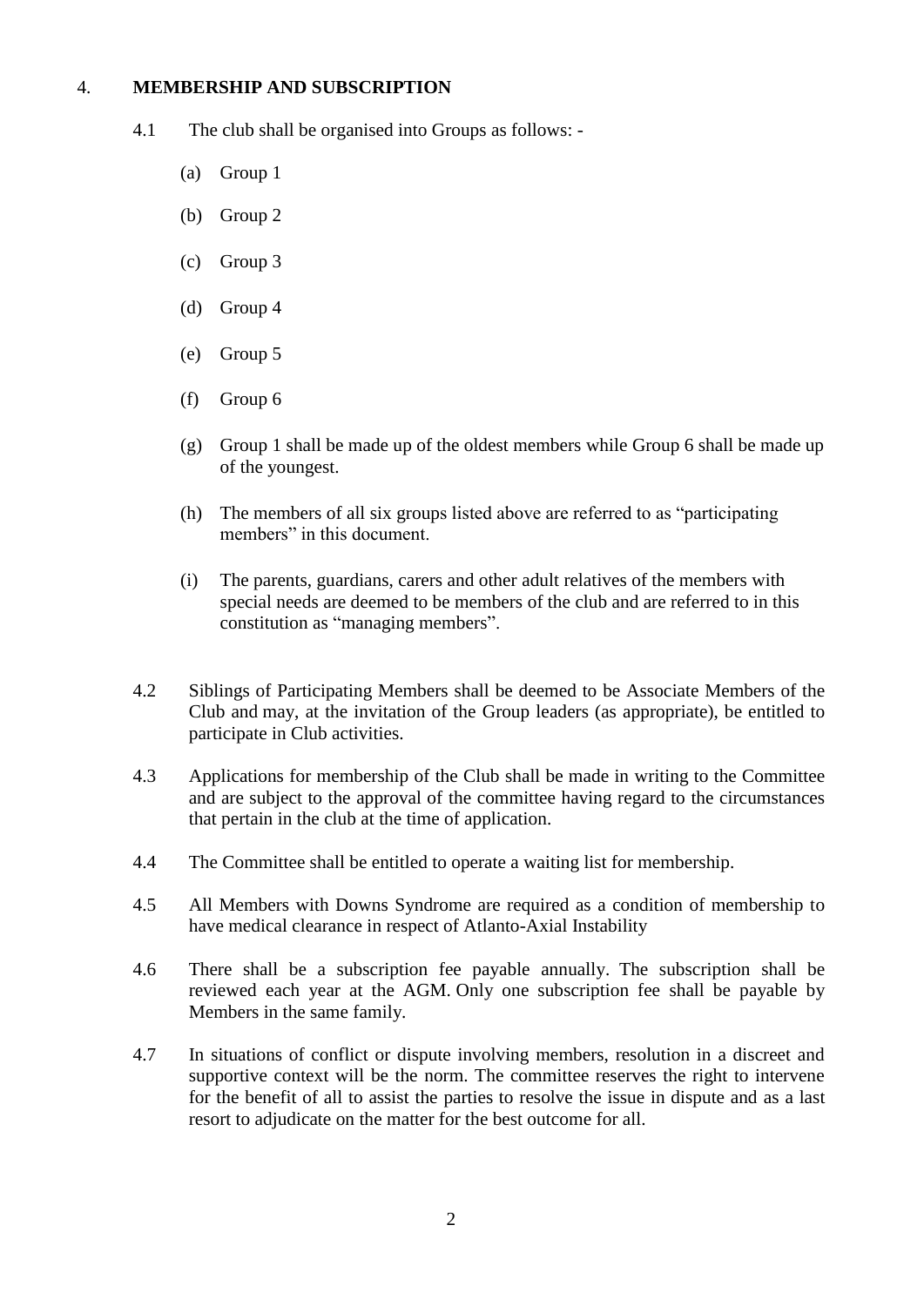## 4. MEMBERSHIP AND SUBSCRIPTION

4.1 The club shall be organised into Groups as follows: -

(a) Group 1

(b) Group 2

(c) Group 3

(d) Group 4

(e) Group 5

(f) Group 6

(g) Group 1 shall be made up of the oldest members while Group 6 shall be made up of the youngest.

(h) The members of all six groups listed above are referred to as "participating members" in this document.

(i) The parents, guardians, carers and other adult relatives of the members with special needs are deemed to be members of the club and are referred to in this constitution as "managing members".

4.2 Siblings of Participating Members shall be deemed to be Associate Members of the Club and may, at the invitation of the Group leaders (as appropriate), be entitled to participate in Club activities.

4.3 Applications for membership of the Club shall be made in writing to the Committee and are subject to the approval of the committee having regard to the circumstances that pertain in the club at the time of application.

4.4 The Committee shall be entitled to operate a waiting list for membership.

4.5 All Members with Downs Syndrome are required as a condition of membership to have medical clearance in respect of Atlanto-Axial Instability

4.6 There shall be a subscription fee payable annually. The subscription shall be reviewed each year at the AGM. Only one subscription fee shall be payable by Members in the same family.

4.7 In situations of conflict or dispute involving members, resolution in a discreet and supportive context will be the norm. The committee reserves the right to intervene for the benefit of all to assist the parties to resolve the issue in dispute and as a last resort to adjudicate on the matter for the best outcome for all.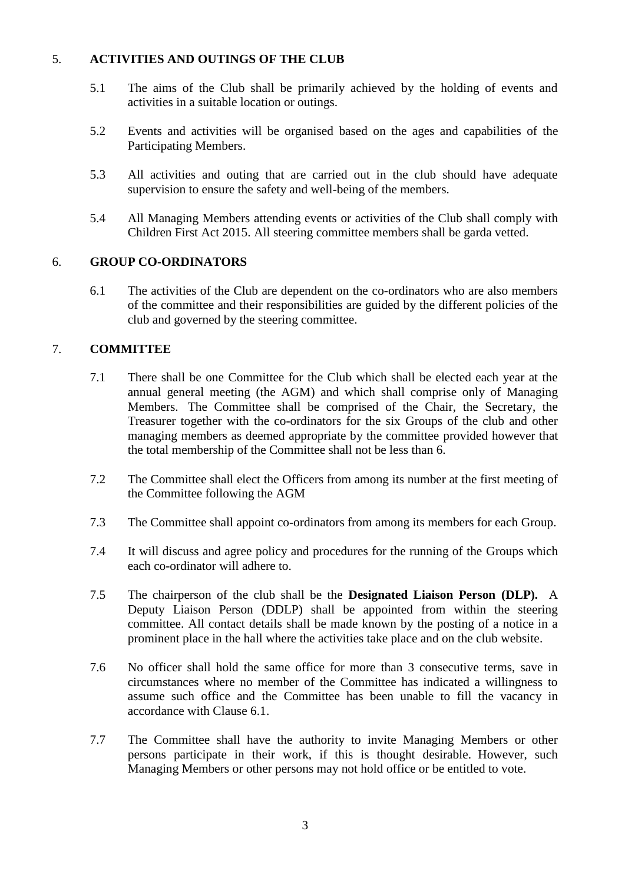## 5. ACTIVITIES AND OUTINGS OF THE CLUB

5.1 The aims of the Club shall be primarily achieved by the holding of events and activities in a suitable location or outings.

5.2 Events and activities will be organised based on the ages and capabilities of the Participating Members.

5.3 All activities and outing that are carried out in the club should have adequate supervision to ensure the safety and well-being of the members.

5.4 All Managing Members attending events or activities of the Club shall comply with Children First Act 2015. All steering committee members shall be garda vetted.

## 6. GROUP CO-ORDINATORS

6.1 The activities of the Club are dependent on the co-ordinators who are also members of the committee and their responsibilities are guided by the different policies of the club and governed by the steering committee.

## 7. COMMITTEE

7.1 There shall be one Committee for the Club which shall be elected each year at the annual general meeting (the AGM) and which shall comprise only of Managing Members. The Committee shall be comprised of the Chair, the Secretary, the Treasurer together with the co-ordinators for the six Groups of the club and other managing members as deemed appropriate by the committee provided however that the total membership of the Committee shall not be less than 6.

7.2 The Committee shall elect the Officers from among its number at the first meeting of the Committee following the AGM

7.3 The Committee shall appoint co-ordinators from among its members for each Group.

7.4 It will discuss and agree policy and procedures for the running of the Groups which each co-ordinator will adhere to.

7.5 The chairperson of the club shall be the **Designated Liaison Person (DLP).** A Deputy Liaison Person (DDLP) shall be appointed from within the steering committee. All contact details shall be made known by the posting of a notice in a prominent place in the hall where the activities take place and on the club website.

7.6 No officer shall hold the same office for more than 3 consecutive terms, save in circumstances where no member of the Committee has indicated a willingness to assume such office and the Committee has been unable to fill the vacancy in accordance with Clause 6.1.

7.7 The Committee shall have the authority to invite Managing Members or other persons participate in their work, if this is thought desirable. However, such Managing Members or other persons may not hold office or be entitled to vote.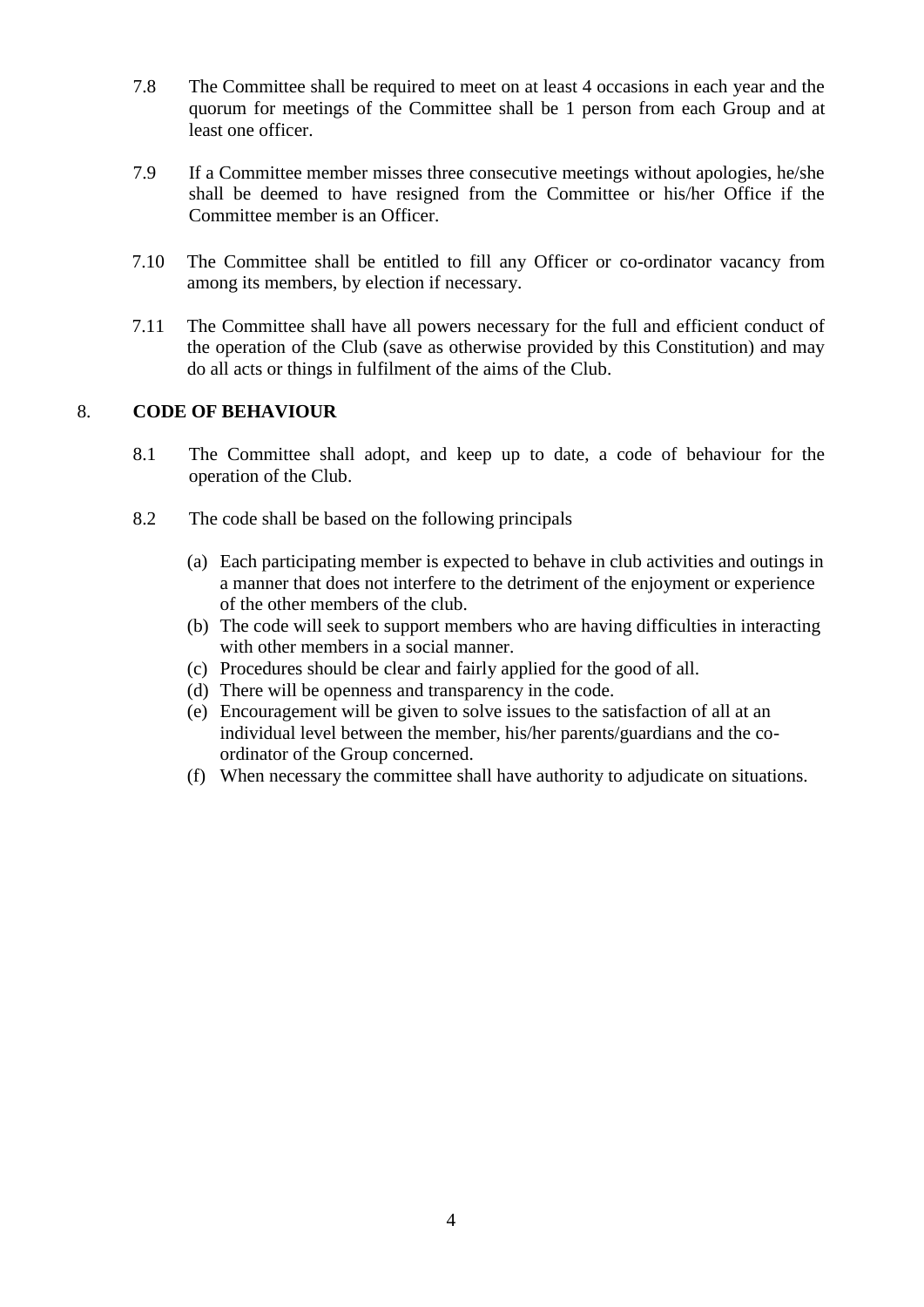7.8 The Committee shall be required to meet on at least 4 occasions in each year and the quorum for meetings of the Committee shall be 1 person from each Group and at least one officer.

7.9 If a Committee member misses three consecutive meetings without apologies, he/she shall be deemed to have resigned from the Committee or his/her Office if the Committee member is an Officer.

7.10 The Committee shall be entitled to fill any Officer or co-ordinator vacancy from among its members, by election if necessary.

7.11 The Committee shall have all powers necessary for the full and efficient conduct of the operation of the Club (save as otherwise provided by this Constitution) and may do all acts or things in fulfilment of the aims of the Club.

## 8. CODE OF BEHAVIOUR

8.1 The Committee shall adopt, and keep up to date, a code of behaviour for the operation of the Club.

8.2 The code shall be based on the following principals

(a) Each participating member is expected to behave in club activities and outings in a manner that does not interfere to the detriment of the enjoyment or experience of the other members of the club.
(b) The code will seek to support members who are having difficulties in interacting with other members in a social manner.
(c) Procedures should be clear and fairly applied for the good of all.
(d) There will be openness and transparency in the code.
(e) Encouragement will be given to solve issues to the satisfaction of all at an individual level between the member, his/her parents/guardians and the co-ordinator of the Group concerned.
(f) When necessary the committee shall have authority to adjudicate on situations.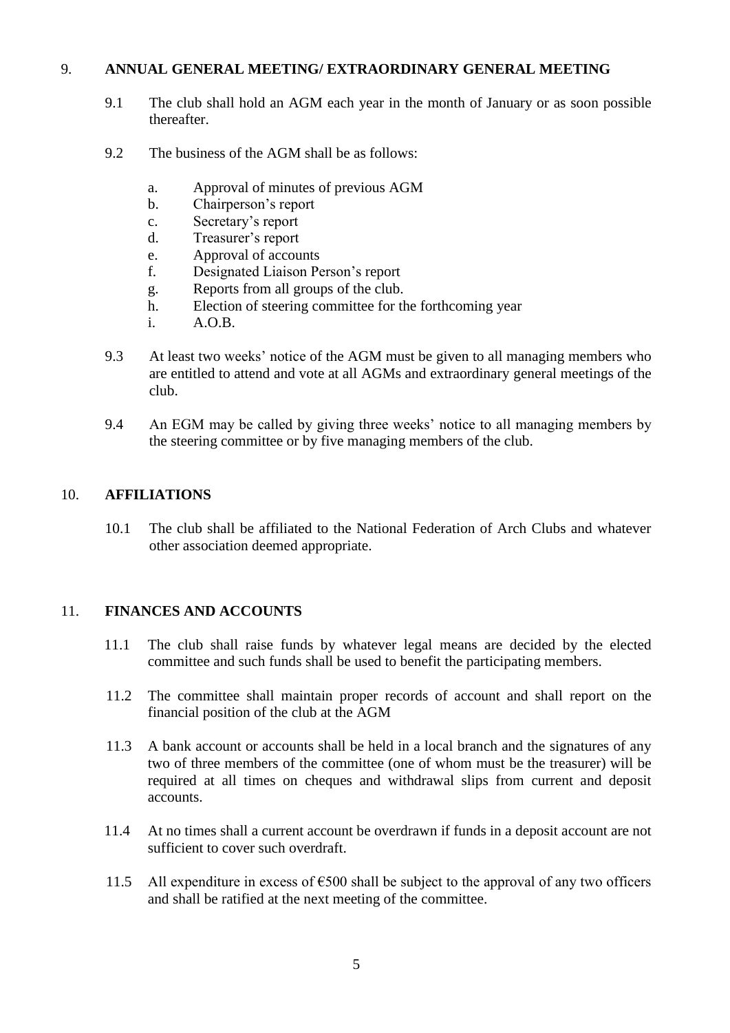## 9. ANNUAL GENERAL MEETING/ EXTRAORDINARY GENERAL MEETING

9.1 The club shall hold an AGM each year in the month of January or as soon possible thereafter.

9.2 The business of the AGM shall be as follows:

a. Approval of minutes of previous AGM
b. Chairperson's report
c. Secretary's report
d. Treasurer's report
e. Approval of accounts
f. Designated Liaison Person's report
g. Reports from all groups of the club.
h. Election of steering committee for the forthcoming year
i. A.O.B.

9.3 At least two weeks' notice of the AGM must be given to all managing members who are entitled to attend and vote at all AGMs and extraordinary general meetings of the club.

9.4 An EGM may be called by giving three weeks' notice to all managing members by the steering committee or by five managing members of the club.

## 10. AFFILIATIONS

10.1 The club shall be affiliated to the National Federation of Arch Clubs and whatever other association deemed appropriate.

## 11. FINANCES AND ACCOUNTS

11.1 The club shall raise funds by whatever legal means are decided by the elected committee and such funds shall be used to benefit the participating members.

11.2 The committee shall maintain proper records of account and shall report on the financial position of the club at the AGM

11.3 A bank account or accounts shall be held in a local branch and the signatures of any two of three members of the committee (one of whom must be the treasurer) will be required at all times on cheques and withdrawal slips from current and deposit accounts.

11.4 At no times shall a current account be overdrawn if funds in a deposit account are not sufficient to cover such overdraft.

11.5 All expenditure in excess of €500 shall be subject to the approval of any two officers and shall be ratified at the next meeting of the committee.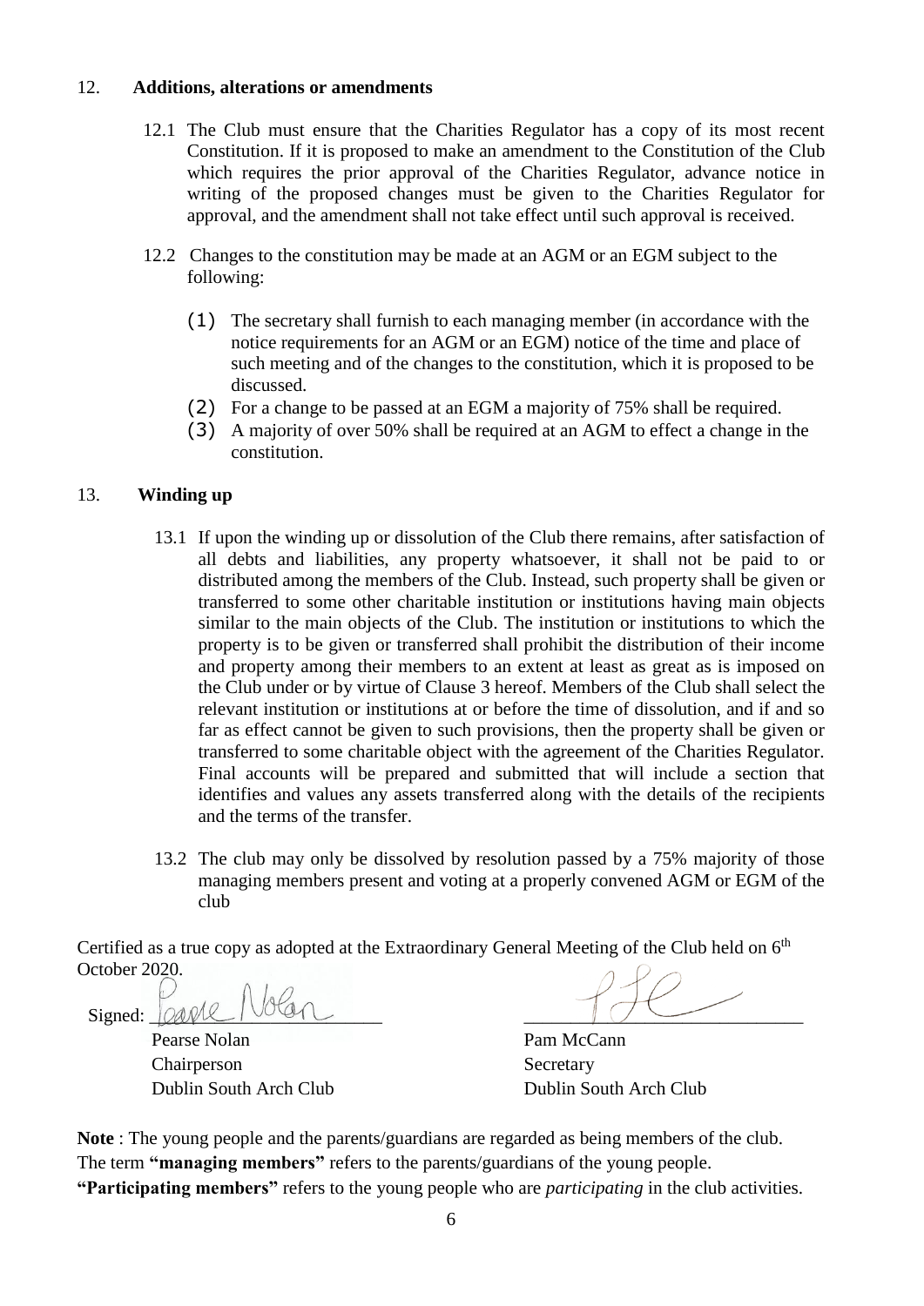## 12. **Additions, alterations or amendments**

12.1 The Club must ensure that the Charities Regulator has a copy of its most recent Constitution. If it is proposed to make an amendment to the Constitution of the Club which requires the prior approval of the Charities Regulator, advance notice in writing of the proposed changes must be given to the Charities Regulator for approval, and the amendment shall not take effect until such approval is received.

12.2 Changes to the constitution may be made at an AGM or an EGM subject to the following:

(1) The secretary shall furnish to each managing member (in accordance with the notice requirements for an AGM or an EGM) notice of the time and place of such meeting and of the changes to the constitution, which it is proposed to be discussed.

(2) For a change to be passed at an EGM a majority of 75% shall be required.

(3) A majority of over 50% shall be required at an AGM to effect a change in the constitution.

## 13. **Winding up**

13.1 If upon the winding up or dissolution of the Club there remains, after satisfaction of all debts and liabilities, any property whatsoever, it shall not be paid to or distributed among the members of the Club. Instead, such property shall be given or transferred to some other charitable institution or institutions having main objects similar to the main objects of the Club. The institution or institutions to which the property is to be given or transferred shall prohibit the distribution of their income and property among their members to an extent at least as great as is imposed on the Club under or by virtue of Clause 3 hereof. Members of the Club shall select the relevant institution or institutions at or before the time of dissolution, and if and so far as effect cannot be given to such provisions, then the property shall be given or transferred to some charitable object with the agreement of the Charities Regulator. Final accounts will be prepared and submitted that will include a section that identifies and values any assets transferred along with the details of the recipients and the terms of the transfer.

13.2 The club may only be dissolved by resolution passed by a 75% majority of those managing members present and voting at a properly convened AGM or EGM of the club

Certified as a true copy as adopted at the Extraordinary General Meeting of the Club held on 6th October 2020.

Signed: Pearse Nolan

Pearse Nolan
Chairperson
Dublin South Arch Club

Pam McCann
Secretary
Dublin South Arch Club

**Note** : The young people and the parents/guardians are regarded as being members of the club. The term **"managing members"** refers to the parents/guardians of the young people. **"Participating members"** refers to the young people who are *participating* in the club activities.